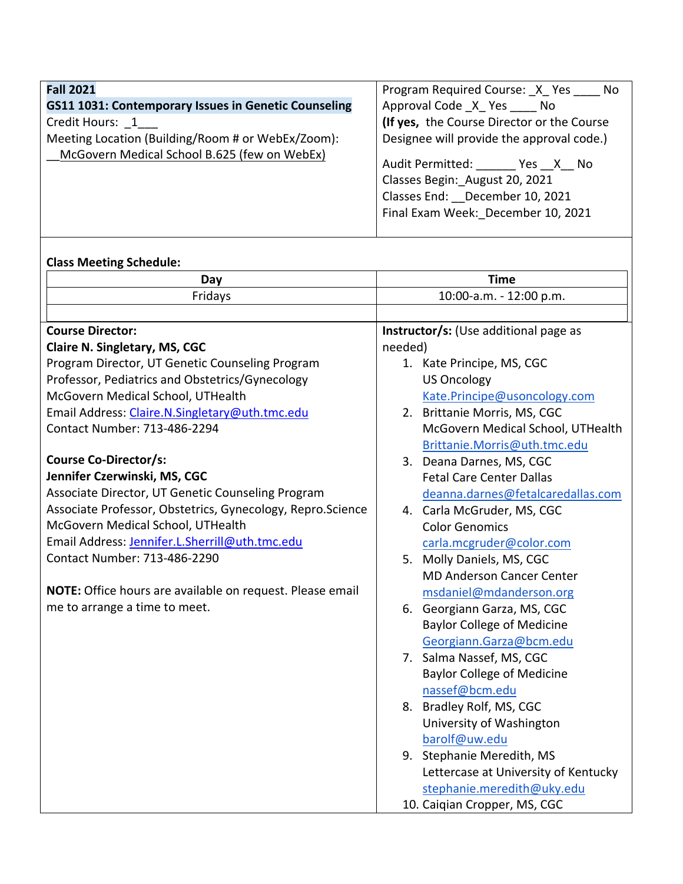**Fall 2021**
**GS11 1031: Contemporary Issues in Genetic Counseling**
Credit Hours: _1___
Meeting Location (Building/Room # or WebEx/Zoom):
__McGovern Medical School B.625 (few on WebEx)

Program Required Course: _X_ Yes ____ No
Approval Code _X_ Yes ____ No
**(If yes,** the Course Director or the Course Designee will provide the approval code.)

Audit Permitted: ______ Yes __X__ No
Classes Begin:_August 20, 2021
Classes End: __December 10, 2021
Final Exam Week:_December 10, 2021

**Class Meeting Schedule:**

| Day | Time |
|---|---|
| Fridays | 10:00-a.m. - 12:00 p.m. |
| | |

**Course Director:**
**Claire N. Singletary, MS, CGC**
Program Director, UT Genetic Counseling Program
Professor, Pediatrics and Obstetrics/Gynecology
McGovern Medical School, UTHealth
Email Address: Claire.N.Singletary@uth.tmc.edu
Contact Number: 713-486-2294

**Course Co-Director/s:**
**Jennifer Czerwinski, MS, CGC**
Associate Director, UT Genetic Counseling Program
Associate Professor, Obstetrics, Gynecology, Repro.Science
McGovern Medical School, UTHealth
Email Address: Jennifer.L.Sherrill@uth.tmc.edu
Contact Number: 713-486-2290

**NOTE:** Office hours are available on request. Please email me to arrange a time to meet.

**Instructor/s:** (Use additional page as needed)

1. Kate Principe, MS, CGC
   US Oncology
   Kate.Principe@usoncology.com
2. Brittanie Morris, MS, CGC
   McGovern Medical School, UTHealth
   Brittanie.Morris@uth.tmc.edu
3. Deana Darnes, MS, CGC
   Fetal Care Center Dallas
   deanna.darnes@fetalcaredallas.com
4. Carla McGruder, MS, CGC
   Color Genomics
   carla.mcgruder@color.com
5. Molly Daniels, MS, CGC
   MD Anderson Cancer Center
   msdaniel@mdanderson.org
6. Georgiann Garza, MS, CGC
   Baylor College of Medicine
   Georgiann.Garza@bcm.edu
7. Salma Nassef, MS, CGC
   Baylor College of Medicine
   nassef@bcm.edu
8. Bradley Rolf, MS, CGC
   University of Washington
   barolf@uw.edu
9. Stephanie Meredith, MS
   Lettercase at University of Kentucky
   stephanie.meredith@uky.edu
10. Caiqian Cropper, MS, CGC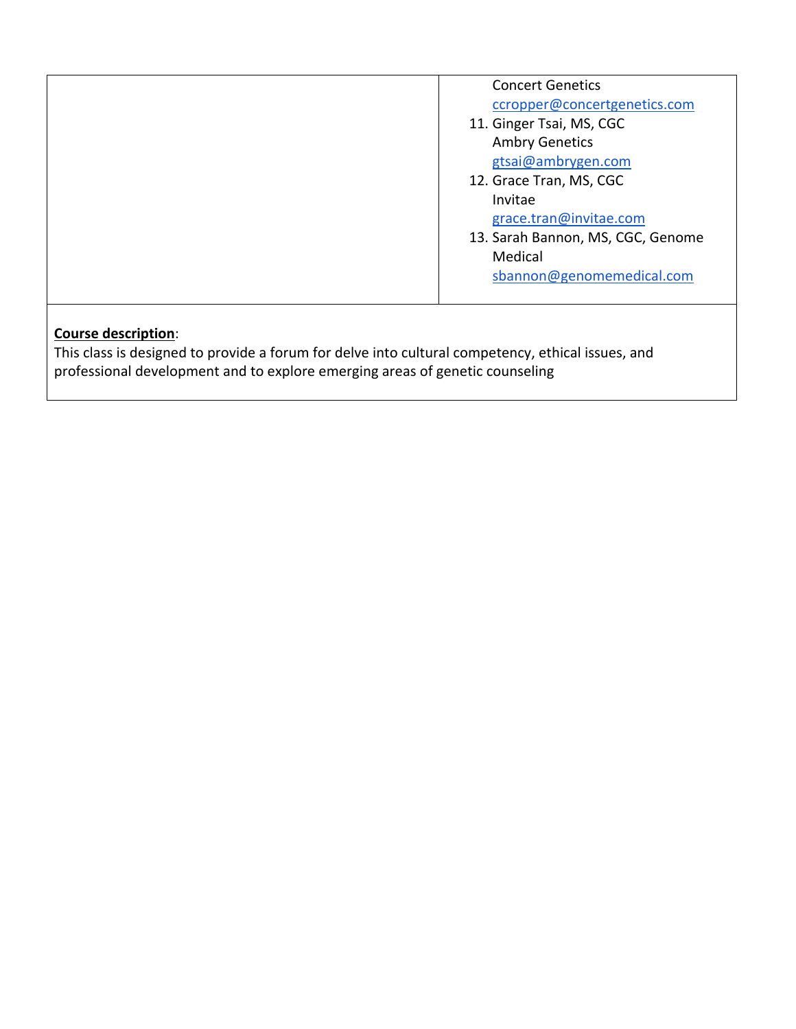| | |
|---|---|
| | Concert Genetics<br>ccropper@concertgenetics.com<br>11. Ginger Tsai, MS, CGC<br>Ambry Genetics<br>gtsai@ambrygen.com<br>12. Grace Tran, MS, CGC<br>Invitae<br>grace.tran@invitae.com<br>13. Sarah Bannon, MS, CGC, Genome Medical<br>sbannon@genomemedical.com |

**Course description**:
This class is designed to provide a forum for delve into cultural competency, ethical issues, and professional development and to explore emerging areas of genetic counseling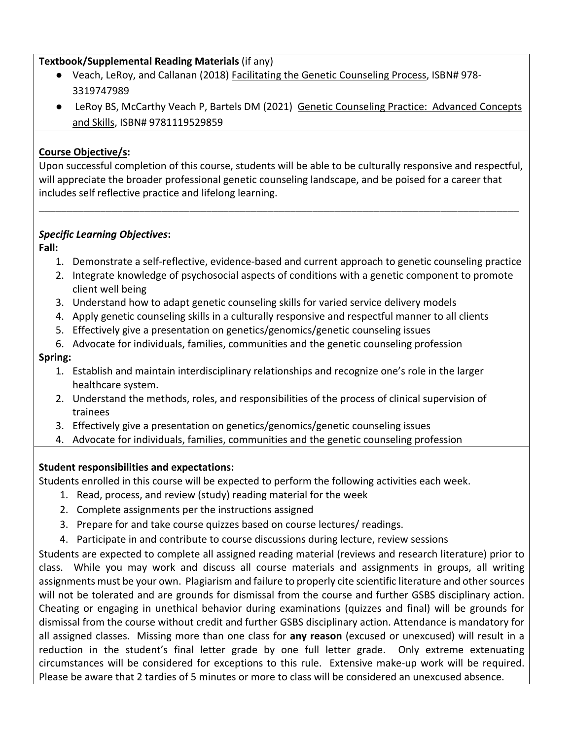**Textbook/Supplemental Reading Materials** (if any)

- Veach, LeRoy, and Callanan (2018) Facilitating the Genetic Counseling Process, ISBN# 978-3319747989
- LeRoy BS, McCarthy Veach P, Bartels DM (2021) Genetic Counseling Practice: Advanced Concepts and Skills, ISBN# 9781119529859

**Course Objective/s:**

Upon successful completion of this course, students will be able to be culturally responsive and respectful, will appreciate the broader professional genetic counseling landscape, and be poised for a career that includes self reflective practice and lifelong learning.

---

***Specific Learning Objectives*:**

**Fall:**

1. Demonstrate a self-reflective, evidence-based and current approach to genetic counseling practice
2. Integrate knowledge of psychosocial aspects of conditions with a genetic component to promote client well being
3. Understand how to adapt genetic counseling skills for varied service delivery models
4. Apply genetic counseling skills in a culturally responsive and respectful manner to all clients
5. Effectively give a presentation on genetics/genomics/genetic counseling issues
6. Advocate for individuals, families, communities and the genetic counseling profession

**Spring:**

1. Establish and maintain interdisciplinary relationships and recognize one's role in the larger healthcare system.
2. Understand the methods, roles, and responsibilities of the process of clinical supervision of trainees
3. Effectively give a presentation on genetics/genomics/genetic counseling issues
4. Advocate for individuals, families, communities and the genetic counseling profession

**Student responsibilities and expectations:**

Students enrolled in this course will be expected to perform the following activities each week.

1. Read, process, and review (study) reading material for the week
2. Complete assignments per the instructions assigned
3. Prepare for and take course quizzes based on course lectures/ readings.
4. Participate in and contribute to course discussions during lecture, review sessions

Students are expected to complete all assigned reading material (reviews and research literature) prior to class. While you may work and discuss all course materials and assignments in groups, all writing assignments must be your own. Plagiarism and failure to properly cite scientific literature and other sources will not be tolerated and are grounds for dismissal from the course and further GSBS disciplinary action. Cheating or engaging in unethical behavior during examinations (quizzes and final) will be grounds for dismissal from the course without credit and further GSBS disciplinary action. Attendance is mandatory for all assigned classes. Missing more than one class for **any reason** (excused or unexcused) will result in a reduction in the student's final letter grade by one full letter grade. Only extreme extenuating circumstances will be considered for exceptions to this rule. Extensive make-up work will be required. Please be aware that 2 tardies of 5 minutes or more to class will be considered an unexcused absence.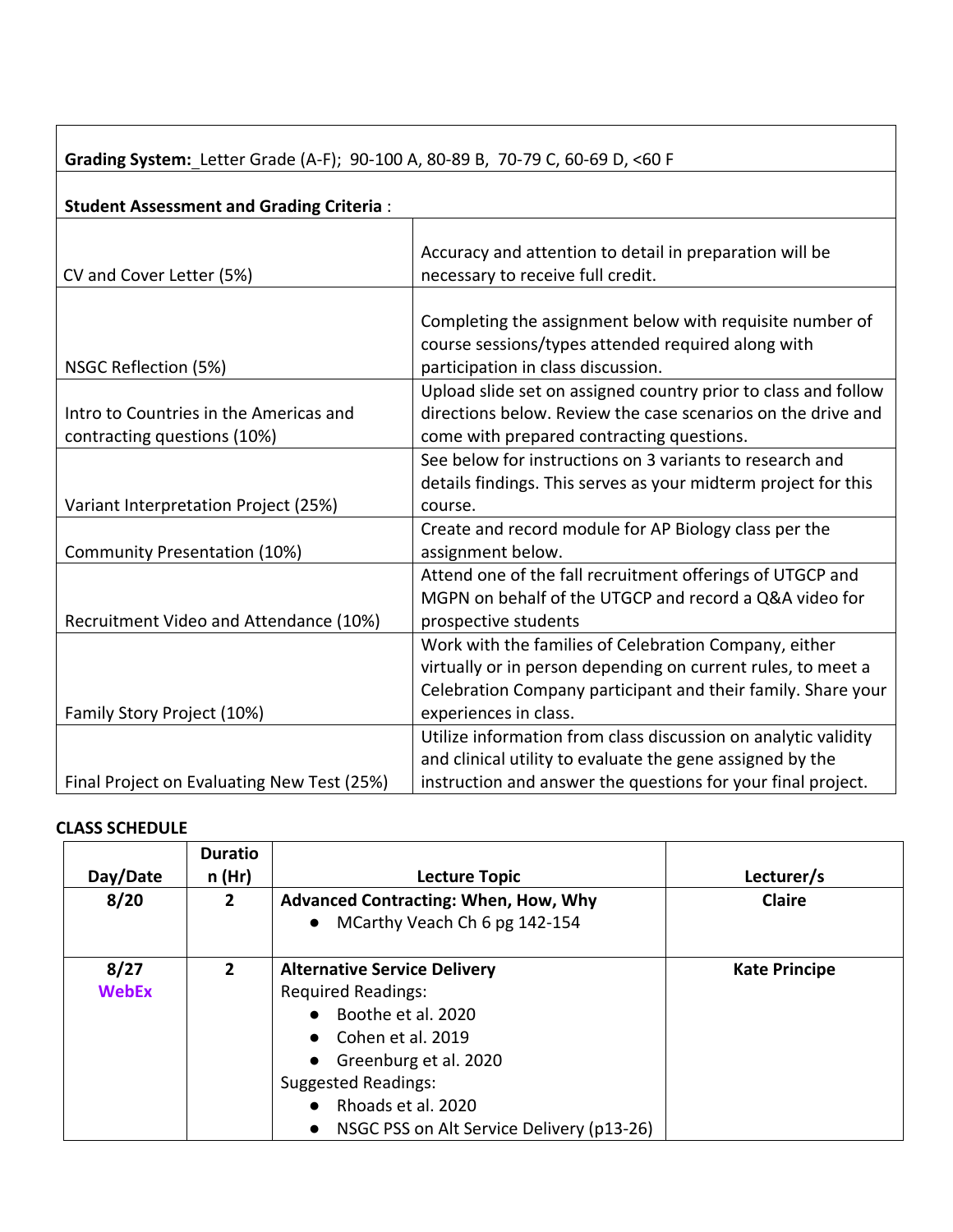**Grading System:** Letter Grade (A-F); 90-100 A, 80-89 B, 70-79 C, 60-69 D, <60 F

**Student Assessment and Grading Criteria** :

| | |
|---|---|
| CV and Cover Letter (5%) | Accuracy and attention to detail in preparation will be necessary to receive full credit. |
| NSGC Reflection (5%) | Completing the assignment below with requisite number of course sessions/types attended required along with participation in class discussion. |
| Intro to Countries in the Americas and contracting questions (10%) | Upload slide set on assigned country prior to class and follow directions below. Review the case scenarios on the drive and come with prepared contracting questions. |
| Variant Interpretation Project (25%) | See below for instructions on 3 variants to research and details findings. This serves as your midterm project for this course. |
| Community Presentation (10%) | Create and record module for AP Biology class per the assignment below. |
| Recruitment Video and Attendance (10%) | Attend one of the fall recruitment offerings of UTGCP and MGPN on behalf of the UTGCP and record a Q&A video for prospective students |
| Family Story Project (10%) | Work with the families of Celebration Company, either virtually or in person depending on current rules, to meet a Celebration Company participant and their family. Share your experiences in class. |
| Final Project on Evaluating New Test (25%) | Utilize information from class discussion on analytic validity and clinical utility to evaluate the gene assigned by the instruction and answer the questions for your final project. |

**CLASS SCHEDULE**

| Day/Date | Duration (Hr) | Lecture Topic | Lecturer/s |
|---|---|---|---|
| **8/20** | **2** | **Advanced Contracting: When, How, Why**<br>● MCarthy Veach Ch 6 pg 142-154 | **Claire** |
| **8/27**<br>**WebEx** | **2** | **Alternative Service Delivery**<br>Required Readings:<br>● Boothe et al. 2020<br>● Cohen et al. 2019<br>● Greenburg et al. 2020<br>Suggested Readings:<br>● Rhoads et al. 2020<br>● NSGC PSS on Alt Service Delivery (p13-26) | **Kate Principe** |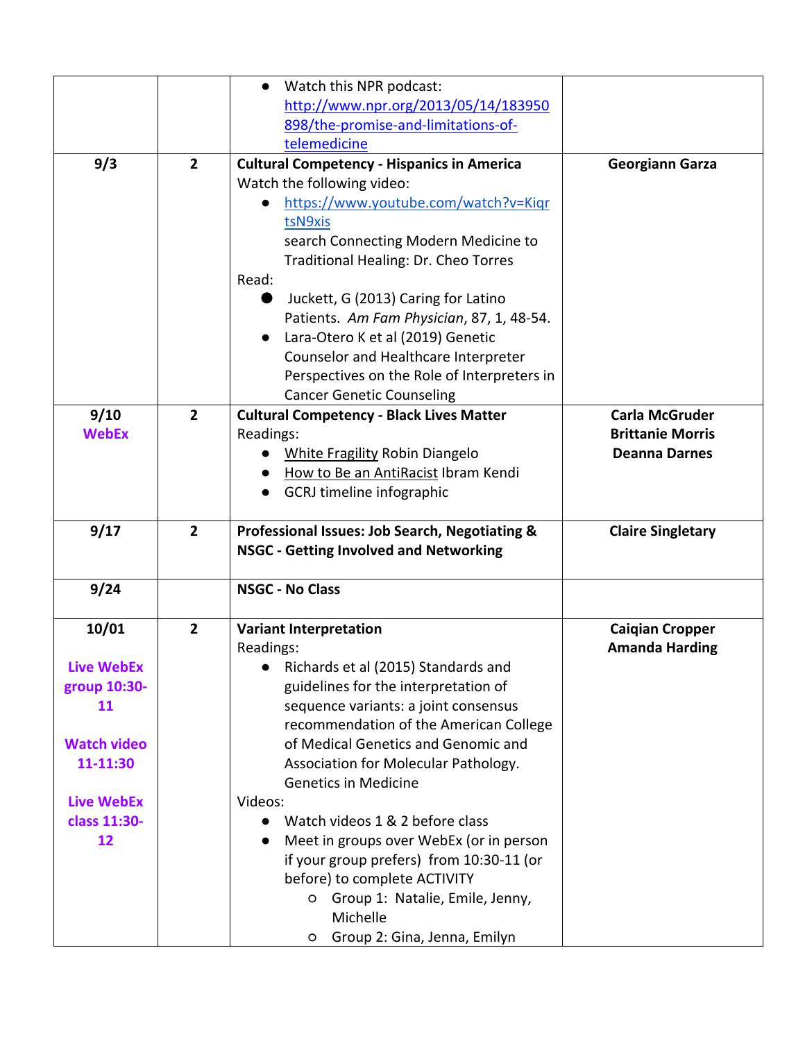| | | | |
|---|---|---|---|
| | | ● Watch this NPR podcast: http://www.npr.org/2013/05/14/183950898/the-promise-and-limitations-of-telemedicine | |
| **9/3** | **2** | **Cultural Competency - Hispanics in America**<br>Watch the following video:<br>● https://www.youtube.com/watch?v=KiqrtsN9xis<br>search Connecting Modern Medicine to Traditional Healing: Dr. Cheo Torres<br>Read:<br>● Juckett, G (2013) Caring for Latino Patients. *Am Fam Physician*, 87, 1, 48-54.<br>● Lara-Otero K et al (2019) Genetic Counselor and Healthcare Interpreter Perspectives on the Role of Interpreters in Cancer Genetic Counseling | **Georgiann Garza** |
| **9/10**<br>**WebEx** | **2** | **Cultural Competency - Black Lives Matter**<br>Readings:<br>● White Fragility Robin Diangelo<br>● How to Be an AntiRacist Ibram Kendi<br>● GCRJ timeline infographic | **Carla McGruder**<br>**Brittanie Morris**<br>**Deanna Darnes** |
| **9/17** | **2** | **Professional Issues: Job Search, Negotiating & NSGC - Getting Involved and Networking** | **Claire Singletary** |
| **9/24** | | **NSGC - No Class** | |
| **10/01**<br><br>**Live WebEx group 10:30-11**<br><br>**Watch video 11-11:30**<br><br>**Live WebEx class 11:30-12** | **2** | **Variant Interpretation**<br>Readings:<br>● Richards et al (2015) Standards and guidelines for the interpretation of sequence variants: a joint consensus recommendation of the American College of Medical Genetics and Genomic and Association for Molecular Pathology. Genetics in Medicine<br>Videos:<br>● Watch videos 1 & 2 before class<br>● Meet in groups over WebEx (or in person if your group prefers) from 10:30-11 (or before) to complete ACTIVITY<br>○ Group 1: Natalie, Emile, Jenny, Michelle<br>○ Group 2: Gina, Jenna, Emilyn | **Caiqian Cropper**<br>**Amanda Harding** |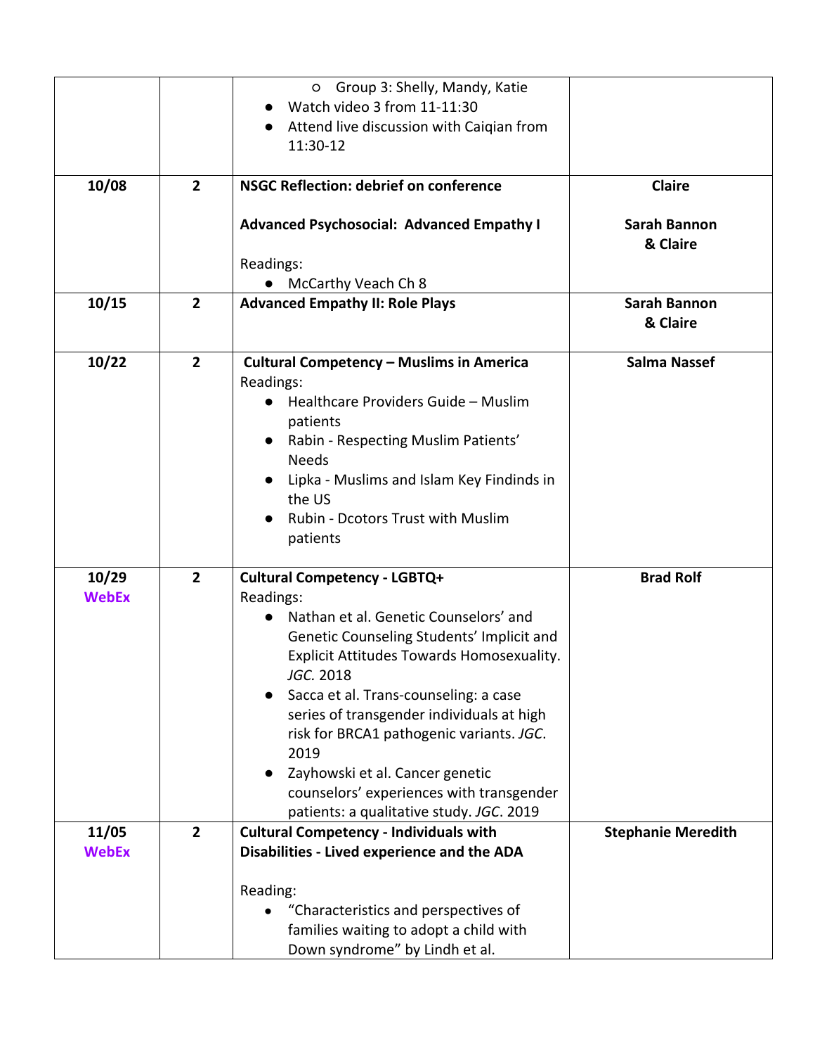| | | | |
|---|---|---|---|
| | | ○ Group 3: Shelly, Mandy, Katie<br>● Watch video 3 from 11-11:30<br>● Attend live discussion with Caiqian from 11:30-12 | |
| **10/08** | **2** | **NSGC Reflection: debrief on conference**<br><br>**Advanced Psychosocial: Advanced Empathy I**<br><br>Readings:<br>● McCarthy Veach Ch 8 | **Claire**<br><br>**Sarah Bannon & Claire** |
| **10/15** | **2** | **Advanced Empathy II: Role Plays** | **Sarah Bannon & Claire** |
| **10/22** | **2** | **Cultural Competency – Muslims in America**<br>Readings:<br>● Healthcare Providers Guide – Muslim patients<br>● Rabin - Respecting Muslim Patients' Needs<br>● Lipka - Muslims and Islam Key Findinds in the US<br>● Rubin - Dcotors Trust with Muslim patients | **Salma Nassef** |
| **10/29** **WebEx** | **2** | **Cultural Competency - LGBTQ+**<br>Readings:<br>● Nathan et al. Genetic Counselors' and Genetic Counseling Students' Implicit and Explicit Attitudes Towards Homosexuality. *JGC.* 2018<br>● Sacca et al. Trans-counseling: a case series of transgender individuals at high risk for BRCA1 pathogenic variants. *JGC*. 2019<br>● Zayhowski et al. Cancer genetic counselors' experiences with transgender patients: a qualitative study. *JGC*. 2019 | **Brad Rolf** |
| **11/05** **WebEx** | **2** | **Cultural Competency - Individuals with Disabilities - Lived experience and the ADA**<br><br>Reading:<br>● "Characteristics and perspectives of families waiting to adopt a child with Down syndrome" by Lindh et al. | **Stephanie Meredith** |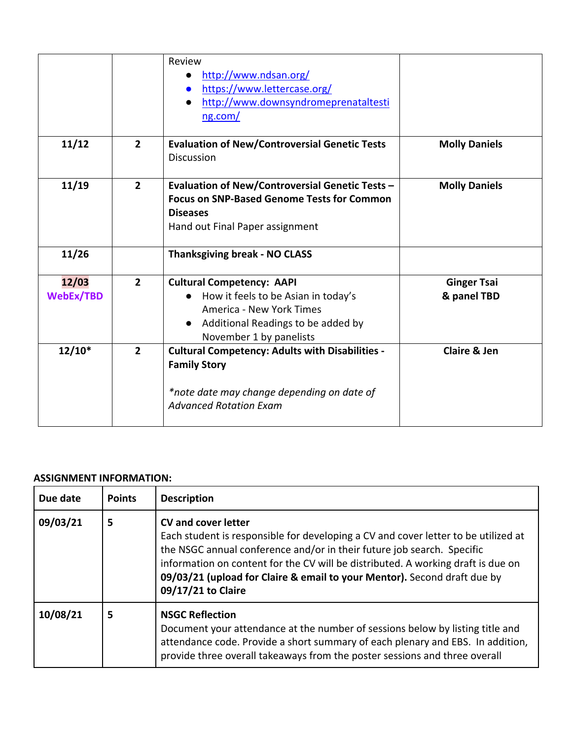| | | | |
|---|---|---|---|
| | | Review<br>● http://www.ndsan.org/<br>● https://www.lettercase.org/<br>● http://www.downsyndromeprenataltesting.com/ | |
| **11/12** | **2** | **Evaluation of New/Controversial Genetic Tests**<br>Discussion | **Molly Daniels** |
| **11/19** | **2** | **Evaluation of New/Controversial Genetic Tests – Focus on SNP-Based Genome Tests for Common Diseases**<br>Hand out Final Paper assignment | **Molly Daniels** |
| **11/26** | | **Thanksgiving break - NO CLASS** | |
| **12/03**<br>**WebEx/TBD** | **2** | **Cultural Competency: AAPI**<br>● How it feels to be Asian in today's America - New York Times<br>● Additional Readings to be added by November 1 by panelists | **Ginger Tsai**<br>**& panel TBD** |
| **12/10*** | **2** | **Cultural Competency: Adults with Disabilities - Family Story**<br><br>*\*note date may change depending on date of Advanced Rotation Exam* | **Claire & Jen** |

**ASSIGNMENT INFORMATION:**

| Due date | Points | Description |
|---|---|---|
| **09/03/21** | **5** | **CV and cover letter**<br>Each student is responsible for developing a CV and cover letter to be utilized at the NSGC annual conference and/or in their future job search. Specific information on content for the CV will be distributed. A working draft is due on **09/03/21 (upload for Claire & email to your Mentor).** Second draft due by **09/17/21 to Claire** |
| **10/08/21** | **5** | **NSGC Reflection**<br>Document your attendance at the number of sessions below by listing title and attendance code. Provide a short summary of each plenary and EBS. In addition, provide three overall takeaways from the poster sessions and three overall |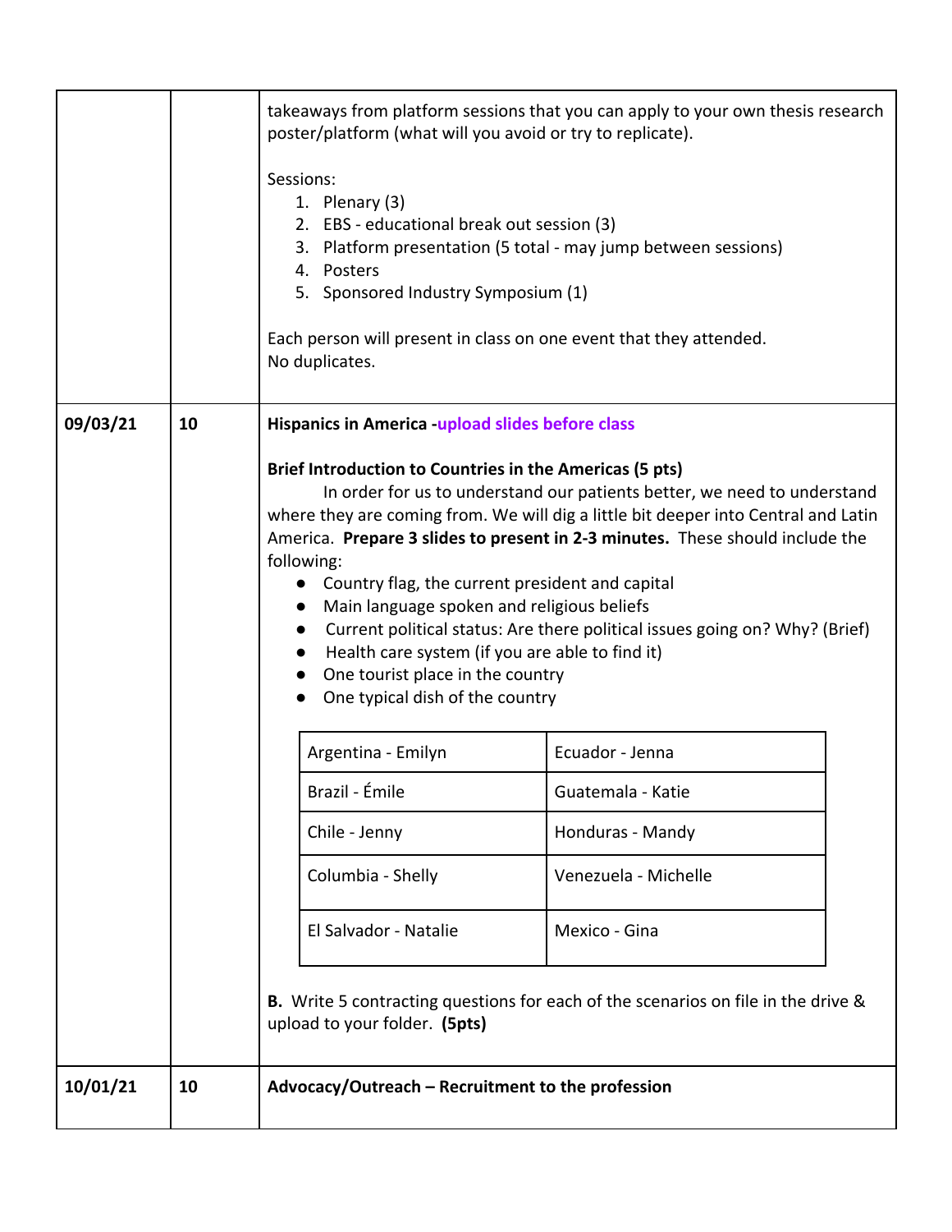| | | |
|---|---|---|
| | | takeaways from platform sessions that you can apply to your own thesis research poster/platform (what will you avoid or try to replicate).<br><br>Sessions:<br>1. Plenary (3)<br>2. EBS - educational break out session (3)<br>3. Platform presentation (5 total - may jump between sessions)<br>4. Posters<br>5. Sponsored Industry Symposium (1)<br><br>Each person will present in class on one event that they attended.<br>No duplicates. |
| 09/03/21 | 10 | **Hispanics in America -upload slides before class**<br><br>**Brief Introduction to Countries in the Americas (5 pts)**<br>In order for us to understand our patients better, we need to understand where they are coming from. We will dig a little bit deeper into Central and Latin America. **Prepare 3 slides to present in 2-3 minutes.** These should include the following:<br>• Country flag, the current president and capital<br>• Main language spoken and religious beliefs<br>• Current political status: Are there political issues going on? Why? (Brief)<br>• Health care system (if you are able to find it)<br>• One tourist place in the country<br>• One typical dish of the country<br><br>Argentina - Emilyn; Ecuador - Jenna<br>Brazil - Émile; Guatemala - Katie<br>Chile - Jenny; Honduras - Mandy<br>Columbia - Shelly; Venezuela - Michelle<br>El Salvador - Natalie; Mexico - Gina<br><br>**B.** Write 5 contracting questions for each of the scenarios on file in the drive & upload to your folder. **(5pts)** |
| 10/01/21 | 10 | **Advocacy/Outreach – Recruitment to the profession** |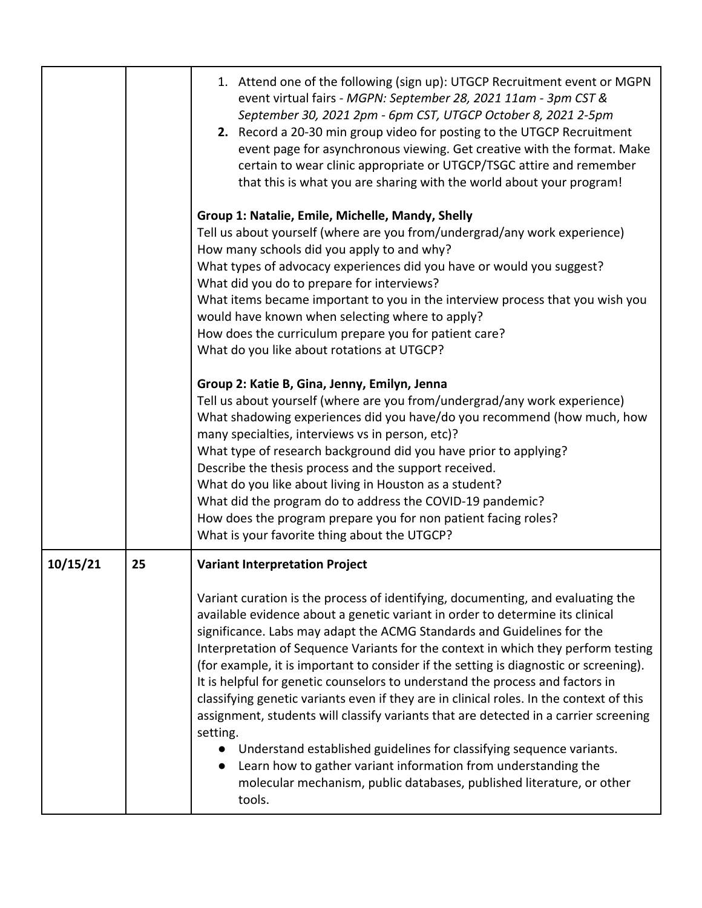| | | |
|---|---|---|
| | | 1. Attend one of the following (sign up): UTGCP Recruitment event or MGPN event virtual fairs - *MGPN: September 28, 2021 11am - 3pm CST & September 30, 2021 2pm - 6pm CST, UTGCP October 8, 2021 2-5pm*<br>**2.** Record a 20-30 min group video for posting to the UTGCP Recruitment event page for asynchronous viewing. Get creative with the format. Make certain to wear clinic appropriate or UTGCP/TSGC attire and remember that this is what you are sharing with the world about your program!<br><br>**Group 1: Natalie, Emile, Michelle, Mandy, Shelly**<br>Tell us about yourself (where are you from/undergrad/any work experience)<br>How many schools did you apply to and why?<br>What types of advocacy experiences did you have or would you suggest?<br>What did you do to prepare for interviews?<br>What items became important to you in the interview process that you wish you would have known when selecting where to apply?<br>How does the curriculum prepare you for patient care?<br>What do you like about rotations at UTGCP?<br><br>**Group 2: Katie B, Gina, Jenny, Emilyn, Jenna**<br>Tell us about yourself (where are you from/undergrad/any work experience)<br>What shadowing experiences did you have/do you recommend (how much, how many specialties, interviews vs in person, etc)?<br>What type of research background did you have prior to applying?<br>Describe the thesis process and the support received.<br>What do you like about living in Houston as a student?<br>What did the program do to address the COVID-19 pandemic?<br>How does the program prepare you for non patient facing roles?<br>What is your favorite thing about the UTGCP? |
| **10/15/21** | **25** | **Variant Interpretation Project**<br><br>Variant curation is the process of identifying, documenting, and evaluating the available evidence about a genetic variant in order to determine its clinical significance. Labs may adapt the ACMG Standards and Guidelines for the Interpretation of Sequence Variants for the context in which they perform testing (for example, it is important to consider if the setting is diagnostic or screening). It is helpful for genetic counselors to understand the process and factors in classifying genetic variants even if they are in clinical roles. In the context of this assignment, students will classify variants that are detected in a carrier screening setting.<br>• Understand established guidelines for classifying sequence variants.<br>• Learn how to gather variant information from understanding the molecular mechanism, public databases, published literature, or other tools. |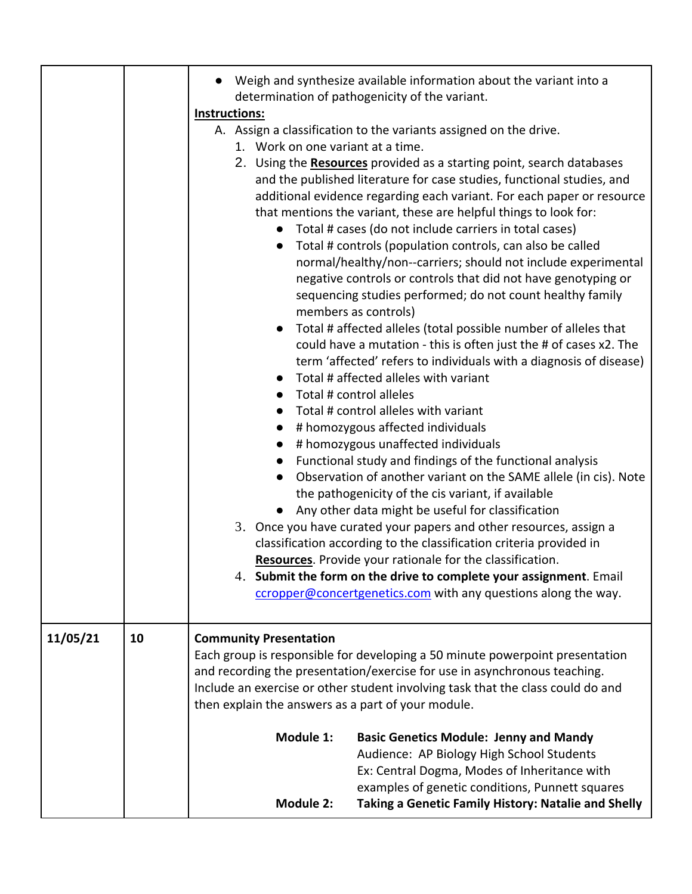| | | |
|---|---|---|
| | | ● Weigh and synthesize available information about the variant into a determination of pathogenicity of the variant.<br>**Instructions:**<br>A. Assign a classification to the variants assigned on the drive.<br>1. Work on one variant at a time.<br>2. Using the **Resources** provided as a starting point, search databases and the published literature for case studies, functional studies, and additional evidence regarding each variant. For each paper or resource that mentions the variant, these are helpful things to look for:<br>● Total # cases (do not include carriers in total cases)<br>● Total # controls (population controls, can also be called normal/healthy/non--carriers; should not include experimental negative controls or controls that did not have genotyping or sequencing studies performed; do not count healthy family members as controls)<br>● Total # affected alleles (total possible number of alleles that could have a mutation - this is often just the # of cases x2. The term 'affected' refers to individuals with a diagnosis of disease)<br>● Total # affected alleles with variant<br>● Total # control alleles<br>● Total # control alleles with variant<br>● # homozygous affected individuals<br>● # homozygous unaffected individuals<br>● Functional study and findings of the functional analysis<br>● Observation of another variant on the SAME allele (in cis). Note the pathogenicity of the cis variant, if available<br>● Any other data might be useful for classification<br>3. Once you have curated your papers and other resources, assign a classification according to the classification criteria provided in **Resources**. Provide your rationale for the classification.<br>4. **Submit the form on the drive to complete your assignment**. Email ccropper@concertgenetics.com with any questions along the way. |
| **11/05/21** | **10** | **Community Presentation**<br>Each group is responsible for developing a 50 minute powerpoint presentation and recording the presentation/exercise for use in asynchronous teaching. Include an exercise or other student involving task that the class could do and then explain the answers as a part of your module.<br><br>**Module 1:** **Basic Genetics Module: Jenny and Mandy**<br>Audience: AP Biology High School Students<br>Ex: Central Dogma, Modes of Inheritance with examples of genetic conditions, Punnett squares<br>**Module 2:** **Taking a Genetic Family History: Natalie and Shelly** |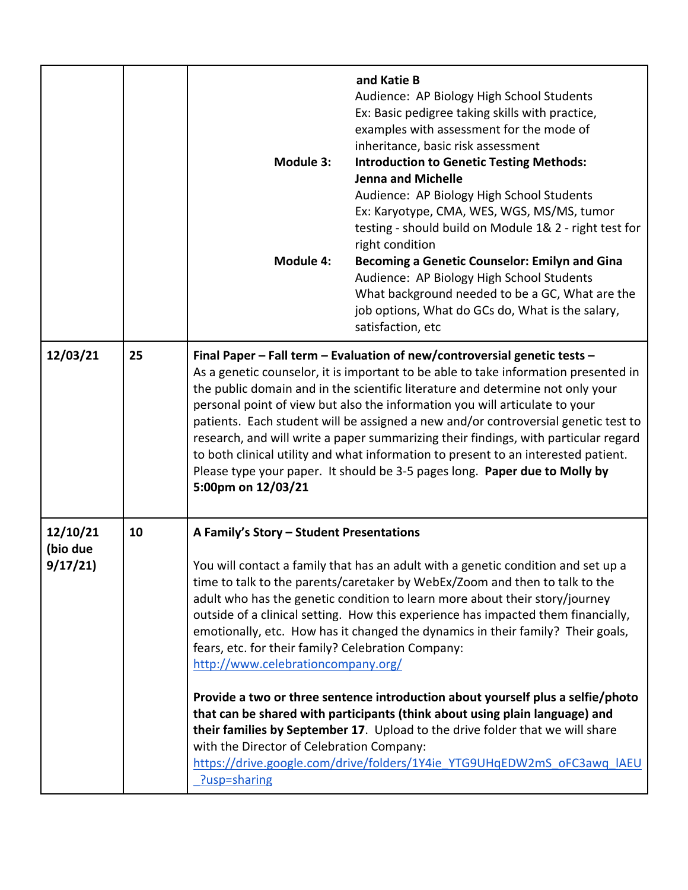| | | |
|---|---|---|
| | | **and Katie B**<br>Audience: AP Biology High School Students<br>Ex: Basic pedigree taking skills with practice, examples with assessment for the mode of inheritance, basic risk assessment<br>**Module 3:** **Introduction to Genetic Testing Methods: Jenna and Michelle**<br>Audience: AP Biology High School Students<br>Ex: Karyotype, CMA, WES, WGS, MS/MS, tumor testing - should build on Module 1& 2 - right test for right condition<br>**Module 4:** **Becoming a Genetic Counselor: Emilyn and Gina**<br>Audience: AP Biology High School Students<br>What background needed to be a GC, What are the job options, What do GCs do, What is the salary, satisfaction, etc |
| **12/03/21** | **25** | **Final Paper – Fall term – Evaluation of new/controversial genetic tests –**<br>As a genetic counselor, it is important to be able to take information presented in the public domain and in the scientific literature and determine not only your personal point of view but also the information you will articulate to your patients. Each student will be assigned a new and/or controversial genetic test to research, and will write a paper summarizing their findings, with particular regard to both clinical utility and what information to present to an interested patient. Please type your paper. It should be 3-5 pages long. **Paper due to Molly by 5:00pm on 12/03/21** |
| **12/10/21 (bio due 9/17/21)** | **10** | **A Family's Story – Student Presentations**<br><br>You will contact a family that has an adult with a genetic condition and set up a time to talk to the parents/caretaker by WebEx/Zoom and then to talk to the adult who has the genetic condition to learn more about their story/journey outside of a clinical setting. How this experience has impacted them financially, emotionally, etc. How has it changed the dynamics in their family? Their goals, fears, etc. for their family? Celebration Company: http://www.celebrationcompany.org/<br><br>**Provide a two or three sentence introduction about yourself plus a selfie/photo that can be shared with participants (think about using plain language) and their families by September 17**. Upload to the drive folder that we will share with the Director of Celebration Company: https://drive.google.com/drive/folders/1Y4ie_YTG9UHqEDW2mS_oFC3awq_lAEU_?usp=sharing |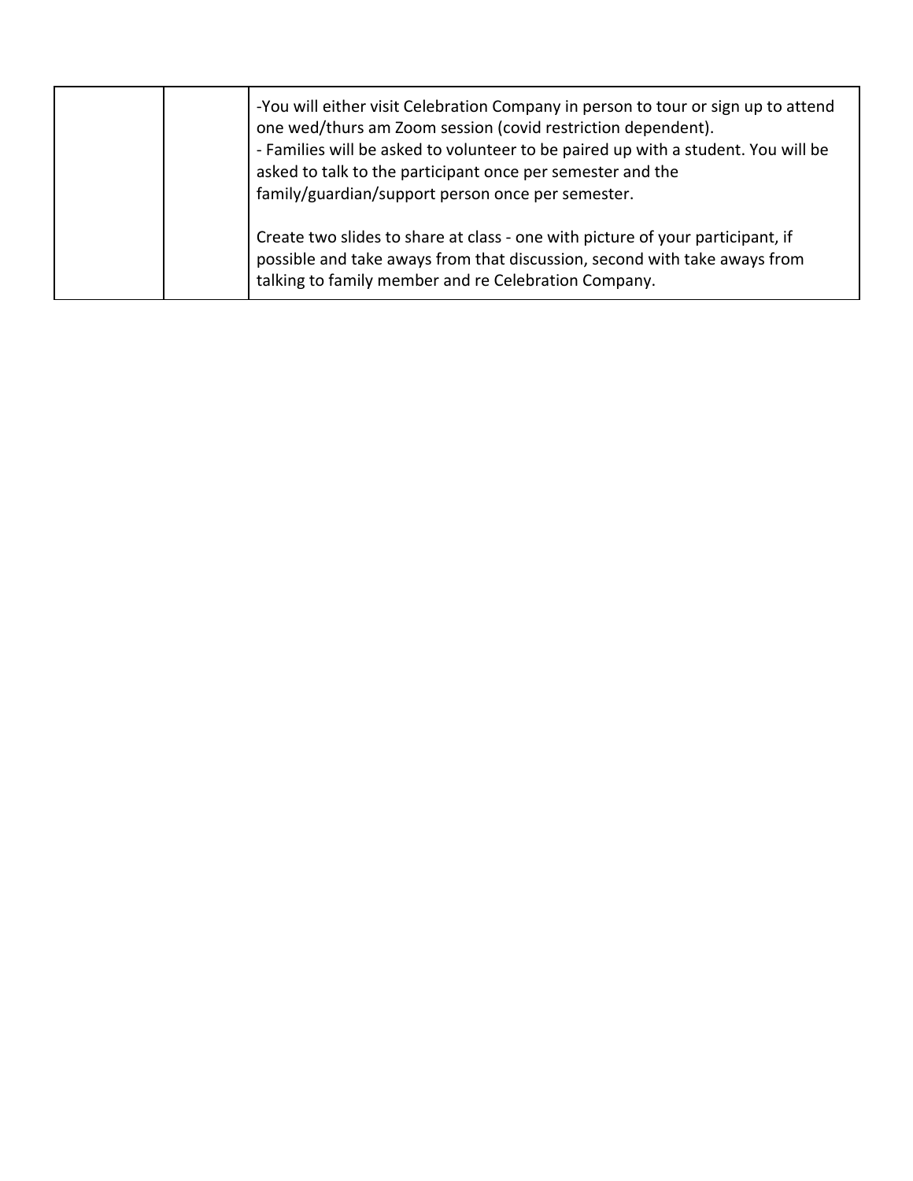| | | |
|---|---|---|
| | | -You will either visit Celebration Company in person to tour or sign up to attend one wed/thurs am Zoom session (covid restriction dependent).<br>- Families will be asked to volunteer to be paired up with a student. You will be asked to talk to the participant once per semester and the family/guardian/support person once per semester.<br><br>Create two slides to share at class - one with picture of your participant, if possible and take aways from that discussion, second with take aways from talking to family member and re Celebration Company. |